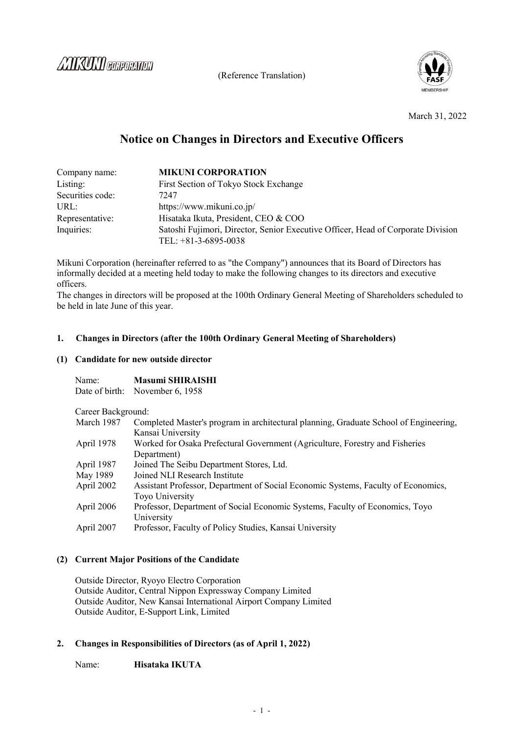MIKUNI CORPORATION

(Reference Translation)

March 31, 2022

# Notice on Changes in Directors and Executive Officers

| | |
|---|---|
| Company name: | **MIKUNI CORPORATION** |
| Listing: | First Section of Tokyo Stock Exchange |
| Securities code: | 7247 |
| URL: | https://www.mikuni.co.jp/ |
| Representative: | Hisataka Ikuta, President, CEO & COO |
| Inquiries: | Satoshi Fujimori, Director, Senior Executive Officer, Head of Corporate Division<br>TEL: +81-3-6895-0038 |

Mikuni Corporation (hereinafter referred to as "the Company") announces that its Board of Directors has informally decided at a meeting held today to make the following changes to its directors and executive officers.
The changes in directors will be proposed at the 100th Ordinary General Meeting of Shareholders scheduled to be held in late June of this year.

## 1. Changes in Directors (after the 100th Ordinary General Meeting of Shareholders)

### (1) Candidate for new outside director

Name: **Masumi SHIRAISHI**
Date of birth: November 6, 1958

Career Background:

| | |
|---|---|
| March 1987 | Completed Master's program in architectural planning, Graduate School of Engineering, Kansai University |
| April 1978 | Worked for Osaka Prefectural Government (Agriculture, Forestry and Fisheries Department) |
| April 1987 | Joined The Seibu Department Stores, Ltd. |
| May 1989 | Joined NLI Research Institute |
| April 2002 | Assistant Professor, Department of Social Economic Systems, Faculty of Economics, Toyo University |
| April 2006 | Professor, Department of Social Economic Systems, Faculty of Economics, Toyo University |
| April 2007 | Professor, Faculty of Policy Studies, Kansai University |

### (2) Current Major Positions of the Candidate

Outside Director, Ryoyo Electro Corporation
Outside Auditor, Central Nippon Expressway Company Limited
Outside Auditor, New Kansai International Airport Company Limited
Outside Auditor, E-Support Link, Limited

## 2. Changes in Responsibilities of Directors (as of April 1, 2022)

Name: **Hisataka IKUTA**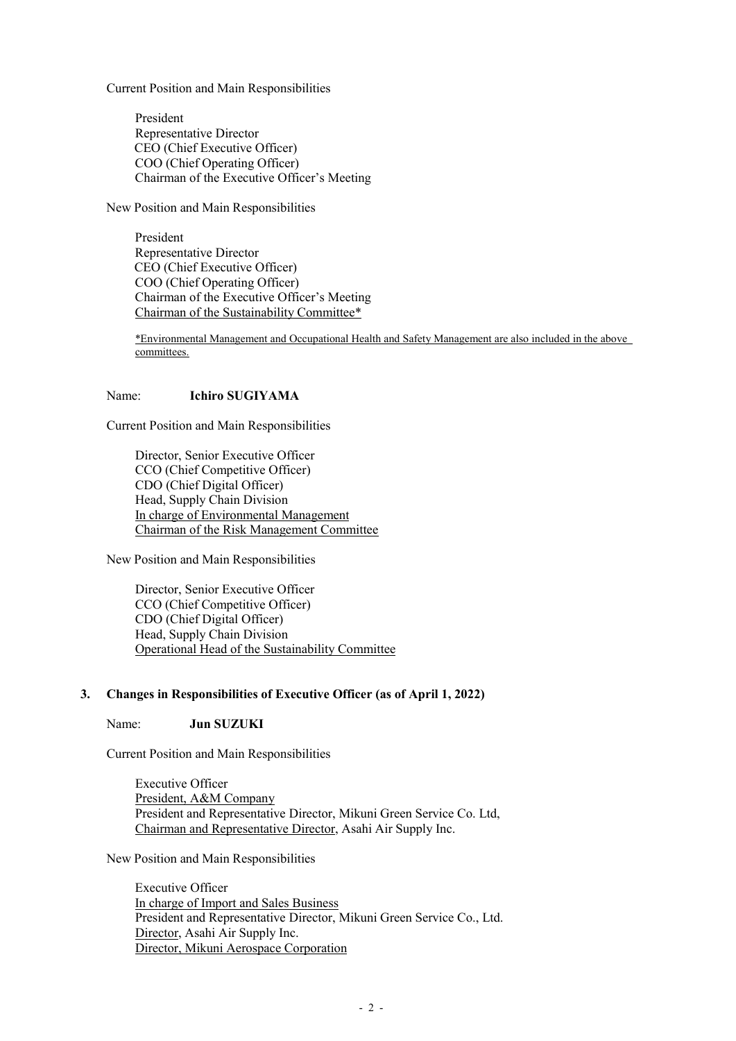Current Position and Main Responsibilities

President
Representative Director
CEO (Chief Executive Officer)
COO (Chief Operating Officer)
Chairman of the Executive Officer's Meeting

New Position and Main Responsibilities

President
Representative Director
CEO (Chief Executive Officer)
COO (Chief Operating Officer)
Chairman of the Executive Officer's Meeting
Chairman of the Sustainability Committee*

*Environmental Management and Occupational Health and Safety Management are also included in the above committees.

Name: **Ichiro SUGIYAMA**

Current Position and Main Responsibilities

Director, Senior Executive Officer
CCO (Chief Competitive Officer)
CDO (Chief Digital Officer)
Head, Supply Chain Division
In charge of Environmental Management
Chairman of the Risk Management Committee

New Position and Main Responsibilities

Director, Senior Executive Officer
CCO (Chief Competitive Officer)
CDO (Chief Digital Officer)
Head, Supply Chain Division
Operational Head of the Sustainability Committee

### 3. Changes in Responsibilities of Executive Officer (as of April 1, 2022)

Name: **Jun SUZUKI**

Current Position and Main Responsibilities

Executive Officer
President, A&M Company
President and Representative Director, Mikuni Green Service Co. Ltd,
Chairman and Representative Director, Asahi Air Supply Inc.

New Position and Main Responsibilities

Executive Officer
In charge of Import and Sales Business
President and Representative Director, Mikuni Green Service Co., Ltd.
Director, Asahi Air Supply Inc.
Director, Mikuni Aerospace Corporation